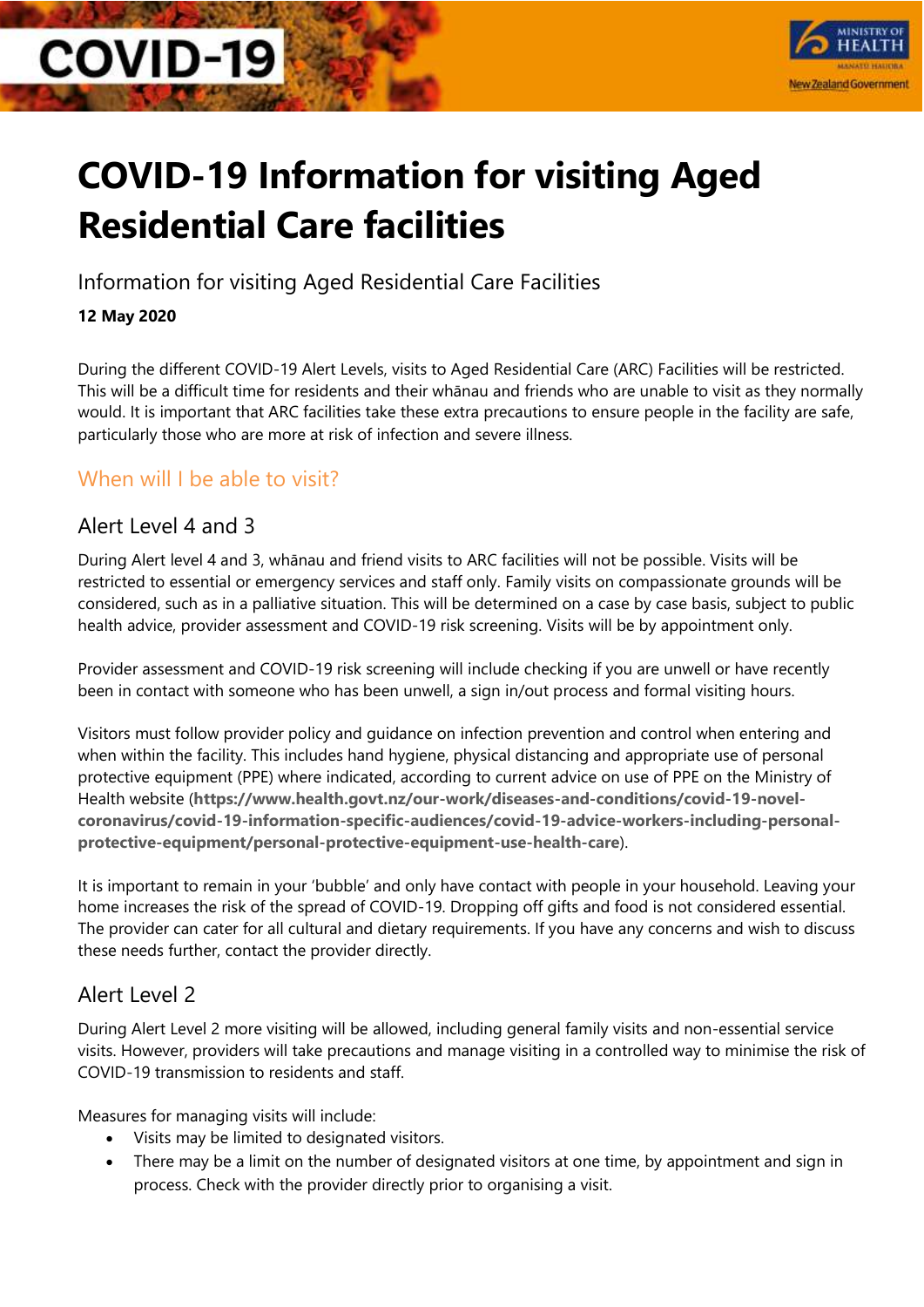# COVID-19 Information for visiting Aged Residential Care facilities

Information for visiting Aged Residential Care Facilities

**12 May 2020**

During the different COVID-19 Alert Levels, visits to Aged Residential Care (ARC) Facilities will be restricted. This will be a difficult time for residents and their whānau and friends who are unable to visit as they normally would. It is important that ARC facilities take these extra precautions to ensure people in the facility are safe, particularly those who are more at risk of infection and severe illness.

## When will I be able to visit?

### Alert Level 4 and 3

During Alert level 4 and 3, whānau and friend visits to ARC facilities will not be possible. Visits will be restricted to essential or emergency services and staff only. Family visits on compassionate grounds will be considered, such as in a palliative situation. This will be determined on a case by case basis, subject to public health advice, provider assessment and COVID-19 risk screening. Visits will be by appointment only.

Provider assessment and COVID-19 risk screening will include checking if you are unwell or have recently been in contact with someone who has been unwell, a sign in/out process and formal visiting hours.

Visitors must follow provider policy and guidance on infection prevention and control when entering and when within the facility. This includes hand hygiene, physical distancing and appropriate use of personal protective equipment (PPE) where indicated, according to current advice on use of PPE on the Ministry of Health website (**https://www.health.govt.nz/our-work/diseases-and-conditions/covid-19-novel-coronavirus/covid-19-information-specific-audiences/covid-19-advice-workers-including-personal-protective-equipment/personal-protective-equipment-use-health-care**).

It is important to remain in your 'bubble' and only have contact with people in your household. Leaving your home increases the risk of the spread of COVID-19. Dropping off gifts and food is not considered essential. The provider can cater for all cultural and dietary requirements. If you have any concerns and wish to discuss these needs further, contact the provider directly.

### Alert Level 2

During Alert Level 2 more visiting will be allowed, including general family visits and non-essential service visits. However, providers will take precautions and manage visiting in a controlled way to minimise the risk of COVID-19 transmission to residents and staff.

Measures for managing visits will include:

- Visits may be limited to designated visitors.
- There may be a limit on the number of designated visitors at one time, by appointment and sign in process. Check with the provider directly prior to organising a visit.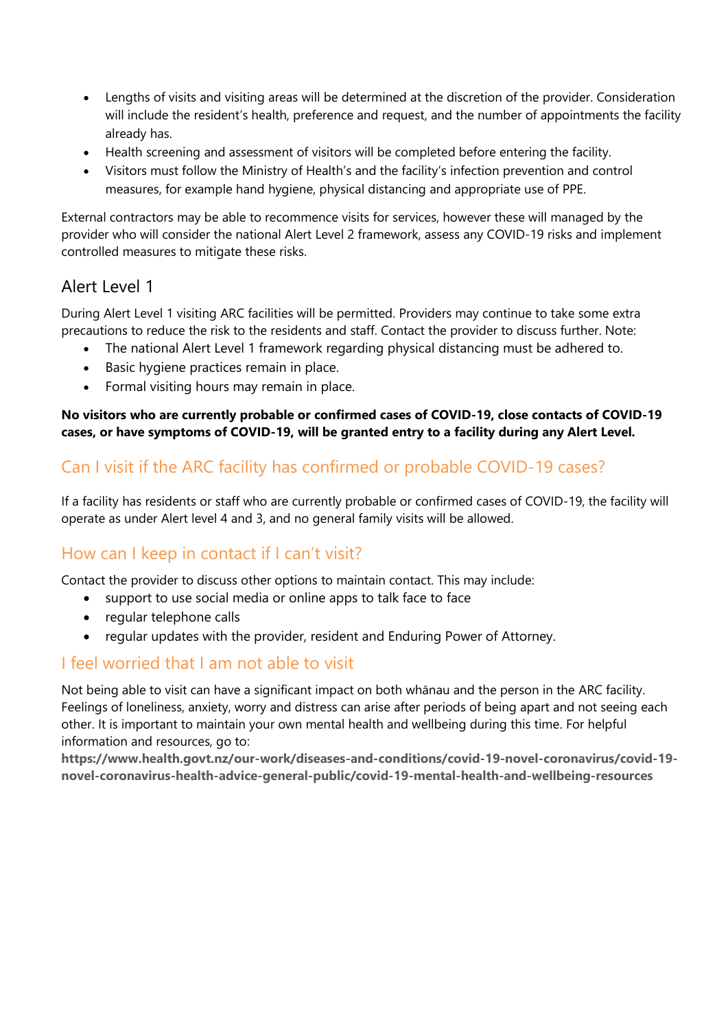- Lengths of visits and visiting areas will be determined at the discretion of the provider. Consideration will include the resident's health, preference and request, and the number of appointments the facility already has.
- Health screening and assessment of visitors will be completed before entering the facility.
- Visitors must follow the Ministry of Health's and the facility's infection prevention and control measures, for example hand hygiene, physical distancing and appropriate use of PPE.

External contractors may be able to recommence visits for services, however these will managed by the provider who will consider the national Alert Level 2 framework, assess any COVID-19 risks and implement controlled measures to mitigate these risks.

## Alert Level 1

During Alert Level 1 visiting ARC facilities will be permitted. Providers may continue to take some extra precautions to reduce the risk to the residents and staff. Contact the provider to discuss further. Note:

- The national Alert Level 1 framework regarding physical distancing must be adhered to.
- Basic hygiene practices remain in place.
- Formal visiting hours may remain in place.

**No visitors who are currently probable or confirmed cases of COVID-19, close contacts of COVID-19 cases, or have symptoms of COVID-19, will be granted entry to a facility during any Alert Level.**

## Can I visit if the ARC facility has confirmed or probable COVID-19 cases?

If a facility has residents or staff who are currently probable or confirmed cases of COVID-19, the facility will operate as under Alert level 4 and 3, and no general family visits will be allowed.

## How can I keep in contact if I can't visit?

Contact the provider to discuss other options to maintain contact. This may include:

- support to use social media or online apps to talk face to face
- regular telephone calls
- regular updates with the provider, resident and Enduring Power of Attorney.

## I feel worried that I am not able to visit

Not being able to visit can have a significant impact on both whānau and the person in the ARC facility. Feelings of loneliness, anxiety, worry and distress can arise after periods of being apart and not seeing each other. It is important to maintain your own mental health and wellbeing during this time. For helpful information and resources, go to:
**https://www.health.govt.nz/our-work/diseases-and-conditions/covid-19-novel-coronavirus/covid-19-novel-coronavirus-health-advice-general-public/covid-19-mental-health-and-wellbeing-resources**